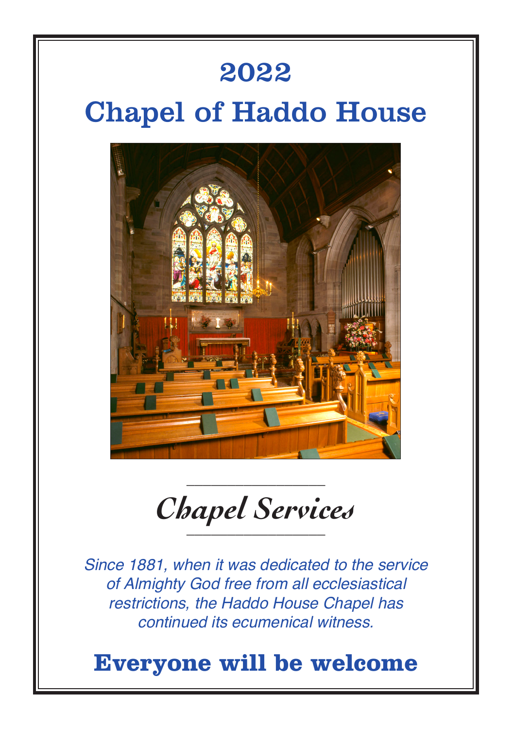# 2022

# Chapel of Haddo House

## *Chapel Services*

*Since 1881, when it was dedicated to the service of Almighty God free from all ecclesiastical restrictions, the Haddo House Chapel has continued its ecumenical witness.*

**Everyone will be welcome**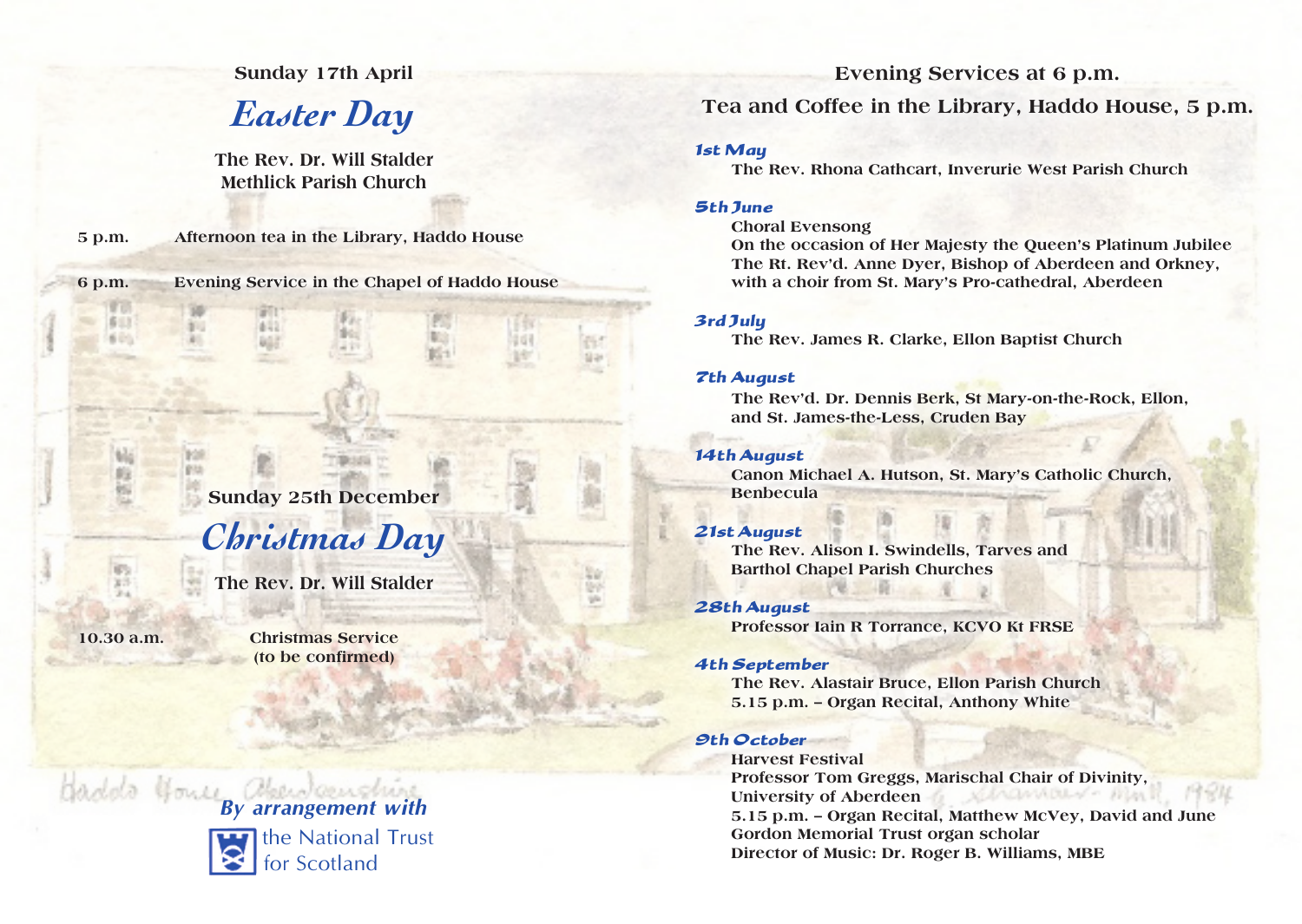Sunday 17th April

## *Easter Day*

The Rev. Dr. Will Stalder
Methlick Parish Church

5 p.m. Afternoon tea in the Library, Haddo House

6 p.m. Evening Service in the Chapel of Haddo House

Sunday 25th December

## *Christmas Day*

The Rev. Dr. Will Stalder

10.30 a.m. Christmas Service (to be confirmed)

*By arrangement with*
the National Trust for Scotland

## Evening Services at 6 p.m.

## Tea and Coffee in the Library, Haddo House, 5 p.m.

***1st May***
The Rev. Rhona Cathcart, Inverurie West Parish Church

***5th June***
Choral Evensong
On the occasion of Her Majesty the Queen's Platinum Jubilee
The Rt. Rev'd. Anne Dyer, Bishop of Aberdeen and Orkney, with a choir from St. Mary's Pro-cathedral, Aberdeen

***3rd July***
The Rev. James R. Clarke, Ellon Baptist Church

***7th August***
The Rev'd. Dr. Dennis Berk, St Mary-on-the-Rock, Ellon, and St. James-the-Less, Cruden Bay

***14th August***
Canon Michael A. Hutson, St. Mary's Catholic Church, Benbecula

***21st August***
The Rev. Alison I. Swindells, Tarves and Barthol Chapel Parish Churches

***28th August***
Professor Iain R Torrance, KCVO Kt FRSE

***4th September***
The Rev. Alastair Bruce, Ellon Parish Church
5.15 p.m. – Organ Recital, Anthony White

***9th October***
Harvest Festival
Professor Tom Greggs, Marischal Chair of Divinity, University of Aberdeen
5.15 p.m. – Organ Recital, Matthew McVey, David and June Gordon Memorial Trust organ scholar
Director of Music: Dr. Roger B. Williams, MBE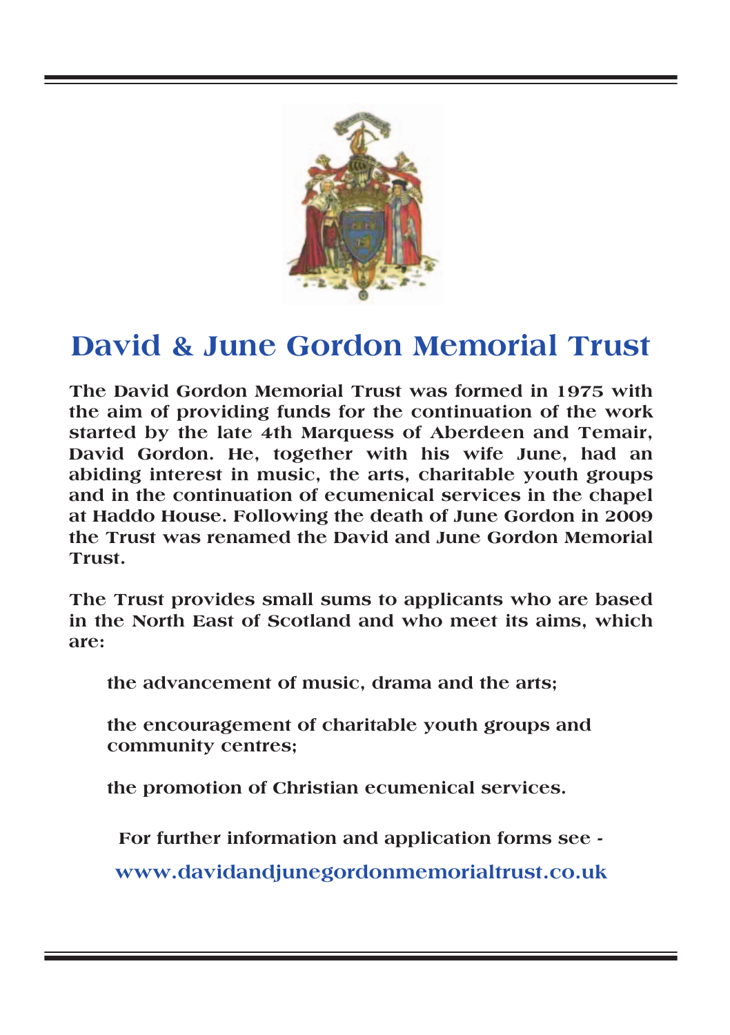# David & June Gordon Memorial Trust

**The David Gordon Memorial Trust was formed in 1975 with the aim of providing funds for the continuation of the work started by the late 4th Marquess of Aberdeen and Temair, David Gordon. He, together with his wife June, had an abiding interest in music, the arts, charitable youth groups and in the continuation of ecumenical services in the chapel at Haddo House. Following the death of June Gordon in 2009 the Trust was renamed the David and June Gordon Memorial Trust.**

**The Trust provides small sums to applicants who are based in the North East of Scotland and who meet its aims, which are:**

**the advancement of music, drama and the arts;**

**the encouragement of charitable youth groups and community centres;**

**the promotion of Christian ecumenical services.**

**For further information and application forms see -**

**www.davidandjunegordonmemorialtrust.co.uk**